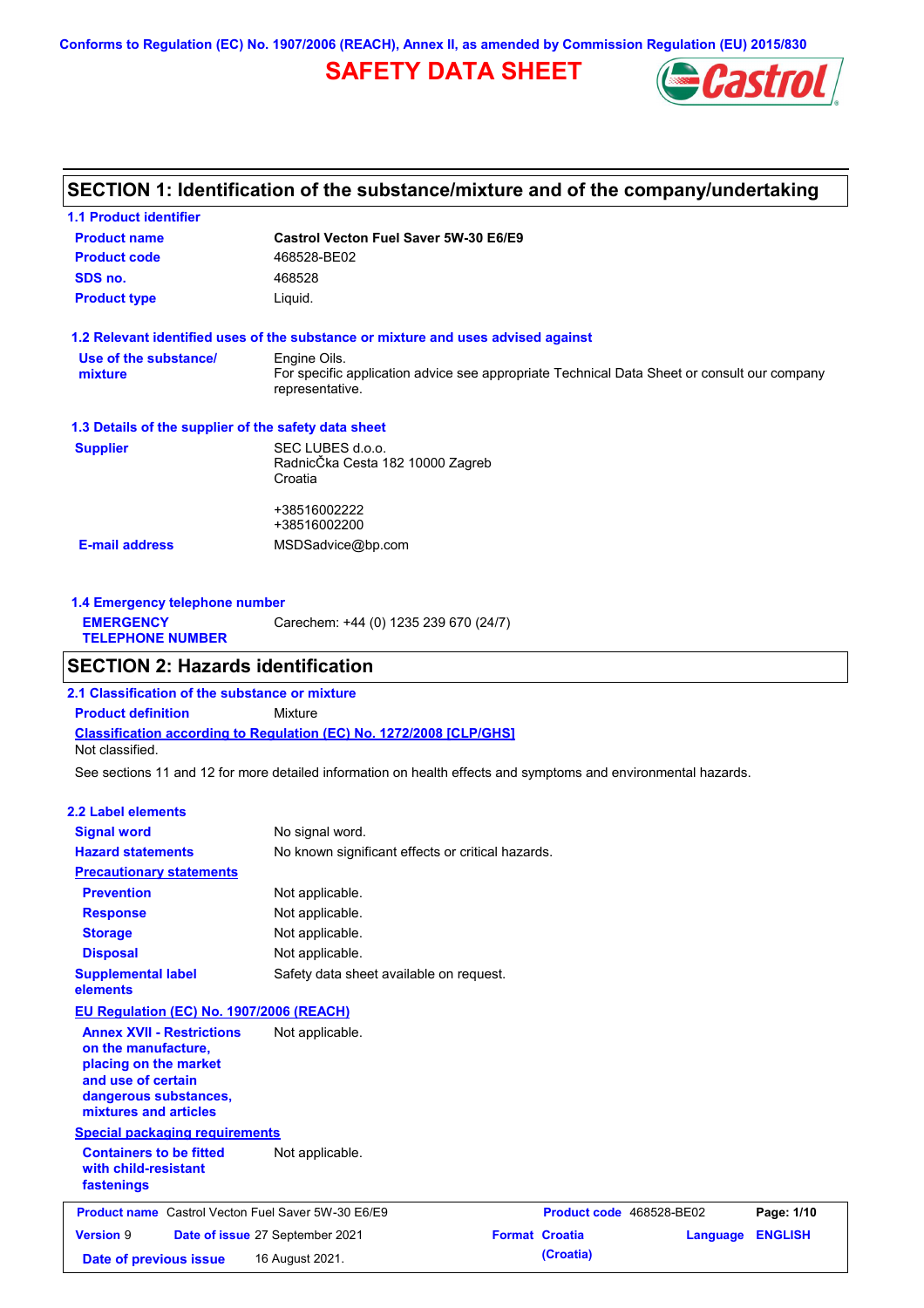Conforms to Regulation (EC) No. 1907/2006 (REACH), Annex II, as amended by Commission Regulation (EU) 2015/830

# SAFETY DATA SHEET

## SECTION 1: Identification of the substance/mixture and of the company/undertaking

### 1.1 Product identifier

| | |
|---|---|
| **Product name** | **Castrol Vecton Fuel Saver 5W-30 E6/E9** |
| **Product code** | 468528-BE02 |
| **SDS no.** | 468528 |
| **Product type** | Liquid. |

### 1.2 Relevant identified uses of the substance or mixture and uses advised against

| | |
|---|---|
| **Use of the substance/ mixture** | Engine Oils. For specific application advice see appropriate Technical Data Sheet or consult our company representative. |

### 1.3 Details of the supplier of the safety data sheet

| | |
|---|---|
| **Supplier** | SEC LUBES d.o.o. RadnicČka Cesta 182 10000 Zagreb Croatia<br><br>+38516002222<br>+38516002200 |
| **E-mail address** | MSDSadvice@bp.com |

### 1.4 Emergency telephone number

| | |
|---|---|
| **EMERGENCY TELEPHONE NUMBER** | Carechem: +44 (0) 1235 239 670 (24/7) |

## SECTION 2: Hazards identification

### 2.1 Classification of the substance or mixture

**Product definition** Mixture

**Classification according to Regulation (EC) No. 1272/2008 [CLP/GHS]**

Not classified.

See sections 11 and 12 for more detailed information on health effects and symptoms and environmental hazards.

### 2.2 Label elements

| | |
|---|---|
| **Signal word** | No signal word. |
| **Hazard statements** | No known significant effects or critical hazards. |

**Precautionary statements**

| | |
|---|---|
| **Prevention** | Not applicable. |
| **Response** | Not applicable. |
| **Storage** | Not applicable. |
| **Disposal** | Not applicable. |
| **Supplemental label elements** | Safety data sheet available on request. |

**EU Regulation (EC) No. 1907/2006 (REACH)**

| | |
|---|---|
| **Annex XVII - Restrictions on the manufacture, placing on the market and use of certain dangerous substances, mixtures and articles** | Not applicable. |

**Special packaging requirements**

| | |
|---|---|
| **Containers to be fitted with child-resistant fastenings** | Not applicable. |

| | | | |
|---|---|---|---|
| **Product name** Castrol Vecton Fuel Saver 5W-30 E6/E9 | | **Product code** 468528-BE02 | |
| **Version** 9 | **Date of issue** 27 September 2021 | **Format** Croatia (Croatia) | **Language** ENGLISH |
| **Date of previous issue** | 16 August 2021. | | |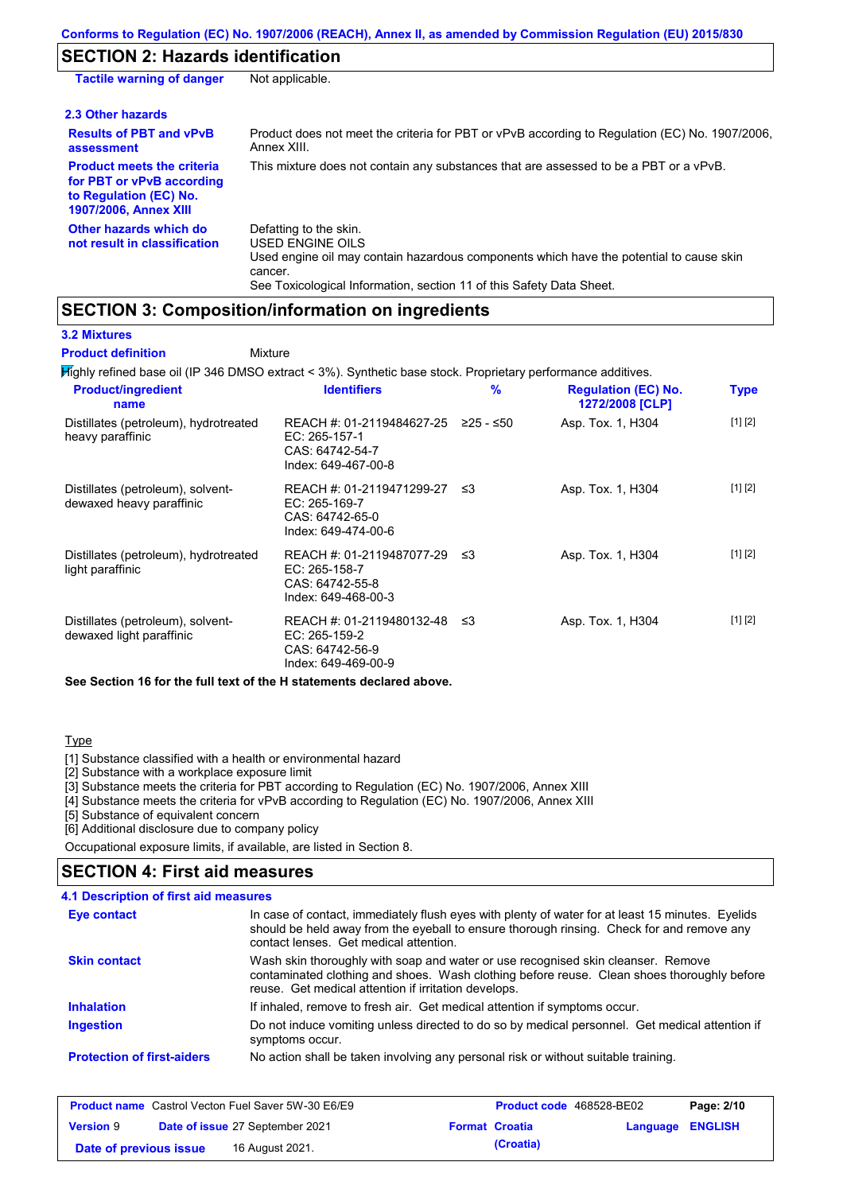## SECTION 2: Hazards identification

| | |
|---|---|
| **Tactile warning of danger** | Not applicable. |

### 2.3 Other hazards

| | |
|---|---|
| **Results of PBT and vPvB assessment** | Product does not meet the criteria for PBT or vPvB according to Regulation (EC) No. 1907/2006, Annex XIII. |
| **Product meets the criteria for PBT or vPvB according to Regulation (EC) No. 1907/2006, Annex XIII** | This mixture does not contain any substances that are assessed to be a PBT or a vPvB. |
| **Other hazards which do not result in classification** | Defatting to the skin.<br>USED ENGINE OILS<br>Used engine oil may contain hazardous components which have the potential to cause skin cancer.<br>See Toxicological Information, section 11 of this Safety Data Sheet. |

## SECTION 3: Composition/information on ingredients

### 3.2 Mixtures

**Product definition** Mixture

Highly refined base oil (IP 346 DMSO extract < 3%). Synthetic base stock. Proprietary performance additives.

| Product/ingredient name | Identifiers | % | Regulation (EC) No. 1272/2008 [CLP] | Type |
|---|---|---|---|---|
| Distillates (petroleum), hydrotreated heavy paraffinic | REACH #: 01-2119484627-25<br>EC: 265-157-1<br>CAS: 64742-54-7<br>Index: 649-467-00-8 | ≥25 - ≤50 | Asp. Tox. 1, H304 | [1] [2] |
| Distillates (petroleum), solvent-dewaxed heavy paraffinic | REACH #: 01-2119471299-27<br>EC: 265-169-7<br>CAS: 64742-65-0<br>Index: 649-474-00-6 | ≤3 | Asp. Tox. 1, H304 | [1] [2] |
| Distillates (petroleum), hydrotreated light paraffinic | REACH #: 01-2119487077-29<br>EC: 265-158-7<br>CAS: 64742-55-8<br>Index: 649-468-00-3 | ≤3 | Asp. Tox. 1, H304 | [1] [2] |
| Distillates (petroleum), solvent-dewaxed light paraffinic | REACH #: 01-2119480132-48<br>EC: 265-159-2<br>CAS: 64742-56-9<br>Index: 649-469-00-9 | ≤3 | Asp. Tox. 1, H304 | [1] [2] |

**See Section 16 for the full text of the H statements declared above.**

Type

[1] Substance classified with a health or environmental hazard
[2] Substance with a workplace exposure limit
[3] Substance meets the criteria for PBT according to Regulation (EC) No. 1907/2006, Annex XIII
[4] Substance meets the criteria for vPvB according to Regulation (EC) No. 1907/2006, Annex XIII
[5] Substance of equivalent concern
[6] Additional disclosure due to company policy

Occupational exposure limits, if available, are listed in Section 8.

## SECTION 4: First aid measures

### 4.1 Description of first aid measures

| | |
|---|---|
| **Eye contact** | In case of contact, immediately flush eyes with plenty of water for at least 15 minutes. Eyelids should be held away from the eyeball to ensure thorough rinsing. Check for and remove any contact lenses. Get medical attention. |
| **Skin contact** | Wash skin thoroughly with soap and water or use recognised skin cleanser. Remove contaminated clothing and shoes. Wash clothing before reuse. Clean shoes thoroughly before reuse. Get medical attention if irritation develops. |
| **Inhalation** | If inhaled, remove to fresh air. Get medical attention if symptoms occur. |
| **Ingestion** | Do not induce vomiting unless directed to do so by medical personnel. Get medical attention if symptoms occur. |
| **Protection of first-aiders** | No action shall be taken involving any personal risk or without suitable training. |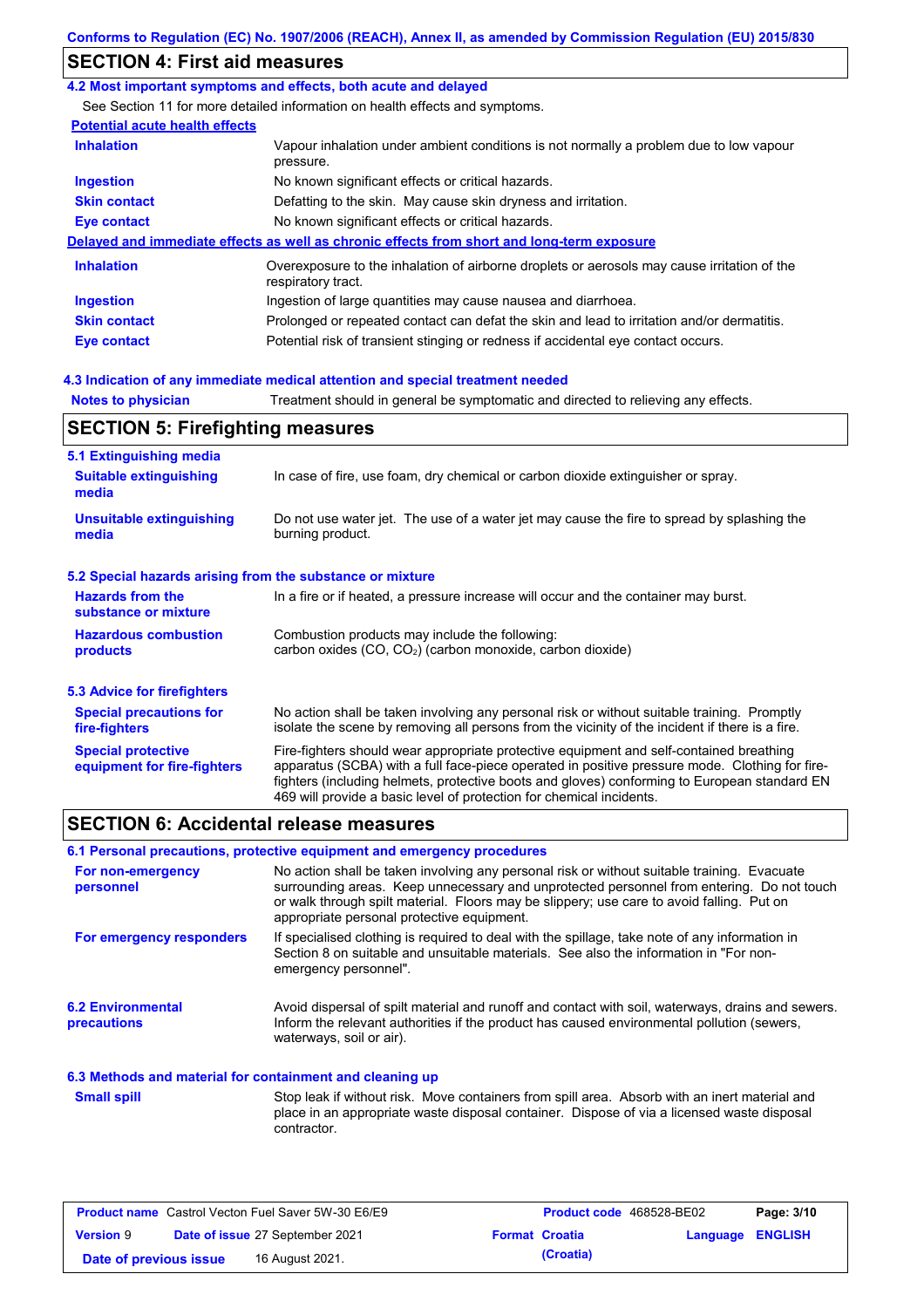## SECTION 4: First aid measures

### 4.2 Most important symptoms and effects, both acute and delayed

See Section 11 for more detailed information on health effects and symptoms.

**Potential acute health effects**

| | |
|---|---|
| **Inhalation** | Vapour inhalation under ambient conditions is not normally a problem due to low vapour pressure. |
| **Ingestion** | No known significant effects or critical hazards. |
| **Skin contact** | Defatting to the skin. May cause skin dryness and irritation. |
| **Eye contact** | No known significant effects or critical hazards. |

**Delayed and immediate effects as well as chronic effects from short and long-term exposure**

| | |
|---|---|
| **Inhalation** | Overexposure to the inhalation of airborne droplets or aerosols may cause irritation of the respiratory tract. |
| **Ingestion** | Ingestion of large quantities may cause nausea and diarrhoea. |
| **Skin contact** | Prolonged or repeated contact can defat the skin and lead to irritation and/or dermatitis. |
| **Eye contact** | Potential risk of transient stinging or redness if accidental eye contact occurs. |

### 4.3 Indication of any immediate medical attention and special treatment needed

| | |
|---|---|
| **Notes to physician** | Treatment should in general be symptomatic and directed to relieving any effects. |

## SECTION 5: Firefighting measures

### 5.1 Extinguishing media

| | |
|---|---|
| **Suitable extinguishing media** | In case of fire, use foam, dry chemical or carbon dioxide extinguisher or spray. |
| **Unsuitable extinguishing media** | Do not use water jet. The use of a water jet may cause the fire to spread by splashing the burning product. |

### 5.2 Special hazards arising from the substance or mixture

| | |
|---|---|
| **Hazards from the substance or mixture** | In a fire or if heated, a pressure increase will occur and the container may burst. |
| **Hazardous combustion products** | Combustion products may include the following: carbon oxides (CO, $CO_2$) (carbon monoxide, carbon dioxide) |

### 5.3 Advice for firefighters

| | |
|---|---|
| **Special precautions for fire-fighters** | No action shall be taken involving any personal risk or without suitable training. Promptly isolate the scene by removing all persons from the vicinity of the incident if there is a fire. |
| **Special protective equipment for fire-fighters** | Fire-fighters should wear appropriate protective equipment and self-contained breathing apparatus (SCBA) with a full face-piece operated in positive pressure mode. Clothing for fire-fighters (including helmets, protective boots and gloves) conforming to European standard EN 469 will provide a basic level of protection for chemical incidents. |

## SECTION 6: Accidental release measures

### 6.1 Personal precautions, protective equipment and emergency procedures

| | |
|---|---|
| **For non-emergency personnel** | No action shall be taken involving any personal risk or without suitable training. Evacuate surrounding areas. Keep unnecessary and unprotected personnel from entering. Do not touch or walk through spilt material. Floors may be slippery; use care to avoid falling. Put on appropriate personal protective equipment. |
| **For emergency responders** | If specialised clothing is required to deal with the spillage, take note of any information in Section 8 on suitable and unsuitable materials. See also the information in "For non-emergency personnel". |

| | |
|---|---|
| **6.2 Environmental precautions** | Avoid dispersal of spilt material and runoff and contact with soil, waterways, drains and sewers. Inform the relevant authorities if the product has caused environmental pollution (sewers, waterways, soil or air). |

### 6.3 Methods and material for containment and cleaning up

| | |
|---|---|
| **Small spill** | Stop leak if without risk. Move containers from spill area. Absorb with an inert material and place in an appropriate waste disposal container. Dispose of via a licensed waste disposal contractor. |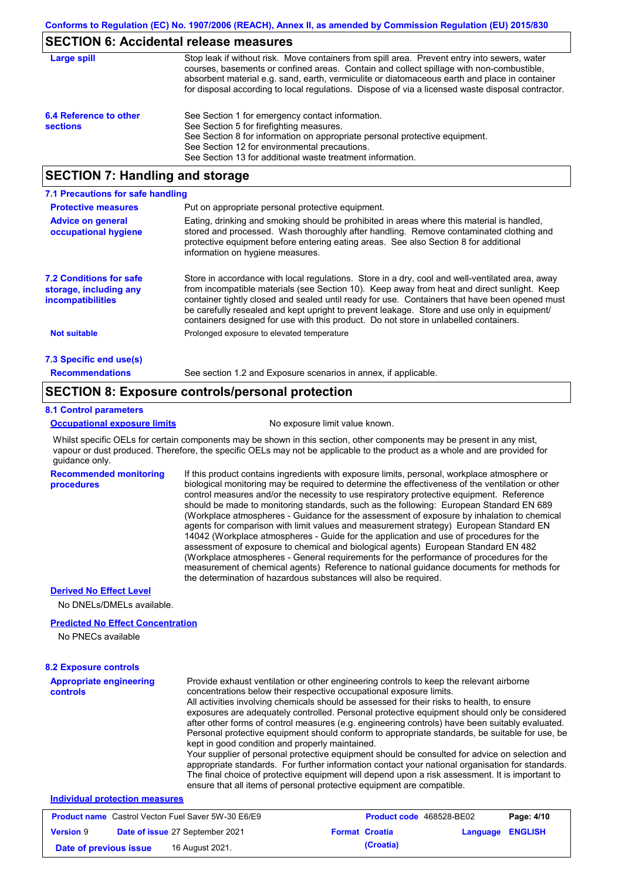## SECTION 6: Accidental release measures

**Large spill**

Stop leak if without risk. Move containers from spill area. Prevent entry into sewers, water courses, basements or confined areas. Contain and collect spillage with non-combustible, absorbent material e.g. sand, earth, vermiculite or diatomaceous earth and place in container for disposal according to local regulations. Dispose of via a licensed waste disposal contractor.

**6.4 Reference to other sections**

See Section 1 for emergency contact information.
See Section 5 for firefighting measures.
See Section 8 for information on appropriate personal protective equipment.
See Section 12 for environmental precautions.
See Section 13 for additional waste treatment information.

## SECTION 7: Handling and storage

### 7.1 Precautions for safe handling

**Protective measures**

Put on appropriate personal protective equipment.

**Advice on general occupational hygiene**

Eating, drinking and smoking should be prohibited in areas where this material is handled, stored and processed. Wash thoroughly after handling. Remove contaminated clothing and protective equipment before entering eating areas. See also Section 8 for additional information on hygiene measures.

**7.2 Conditions for safe storage, including any incompatibilities**

Store in accordance with local regulations. Store in a dry, cool and well-ventilated area, away from incompatible materials (see Section 10). Keep away from heat and direct sunlight. Keep container tightly closed and sealed until ready for use. Containers that have been opened must be carefully resealed and kept upright to prevent leakage. Store and use only in equipment/ containers designed for use with this product. Do not store in unlabelled containers.

**Not suitable**

Prolonged exposure to elevated temperature

### 7.3 Specific end use(s)

**Recommendations**

See section 1.2 and Exposure scenarios in annex, if applicable.

## SECTION 8: Exposure controls/personal protection

### 8.1 Control parameters

**Occupational exposure limits**

No exposure limit value known.

Whilst specific OELs for certain components may be shown in this section, other components may be present in any mist, vapour or dust produced. Therefore, the specific OELs may not be applicable to the product as a whole and are provided for guidance only.

**Recommended monitoring procedures**

If this product contains ingredients with exposure limits, personal, workplace atmosphere or biological monitoring may be required to determine the effectiveness of the ventilation or other control measures and/or the necessity to use respiratory protective equipment. Reference should be made to monitoring standards, such as the following: European Standard EN 689 (Workplace atmospheres - Guidance for the assessment of exposure by inhalation to chemical agents for comparison with limit values and measurement strategy) European Standard EN 14042 (Workplace atmospheres - Guide for the application and use of procedures for the assessment of exposure to chemical and biological agents) European Standard EN 482 (Workplace atmospheres - General requirements for the performance of procedures for the measurement of chemical agents) Reference to national guidance documents for methods for the determination of hazardous substances will also be required.

**Derived No Effect Level**

No DNELs/DMELs available.

**Predicted No Effect Concentration**

No PNECs available

### 8.2 Exposure controls

**Appropriate engineering controls**

Provide exhaust ventilation or other engineering controls to keep the relevant airborne concentrations below their respective occupational exposure limits.
All activities involving chemicals should be assessed for their risks to health, to ensure exposures are adequately controlled. Personal protective equipment should only be considered after other forms of control measures (e.g. engineering controls) have been suitably evaluated. Personal protective equipment should conform to appropriate standards, be suitable for use, be kept in good condition and properly maintained.
Your supplier of personal protective equipment should be consulted for advice on selection and appropriate standards. For further information contact your national organisation for standards. The final choice of protective equipment will depend upon a risk assessment. It is important to ensure that all items of personal protective equipment are compatible.

**Individual protection measures**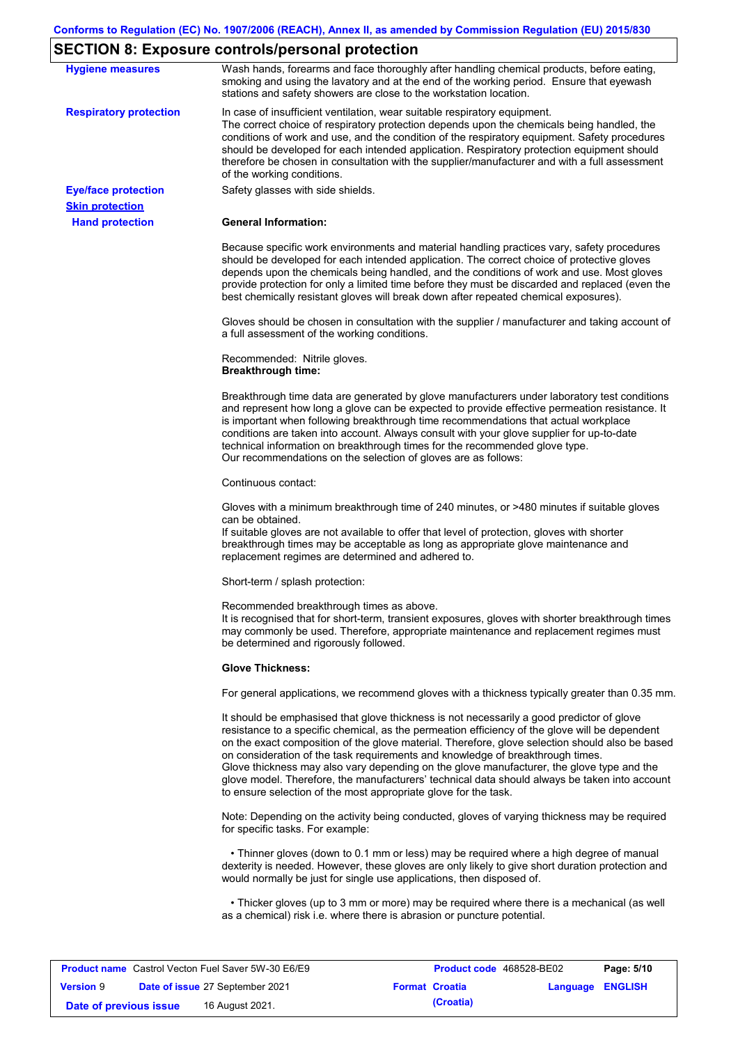## SECTION 8: Exposure controls/personal protection

**Hygiene measures**

Wash hands, forearms and face thoroughly after handling chemical products, before eating, smoking and using the lavatory and at the end of the working period. Ensure that eyewash stations and safety showers are close to the workstation location.

**Respiratory protection**

In case of insufficient ventilation, wear suitable respiratory equipment.
The correct choice of respiratory protection depends upon the chemicals being handled, the conditions of work and use, and the condition of the respiratory equipment. Safety procedures should be developed for each intended application. Respiratory protection equipment should therefore be chosen in consultation with the supplier/manufacturer and with a full assessment of the working conditions.

**Eye/face protection**

Safety glasses with side shields.

**Skin protection**

**Hand protection**

**General Information:**

Because specific work environments and material handling practices vary, safety procedures should be developed for each intended application. The correct choice of protective gloves depends upon the chemicals being handled, and the conditions of work and use. Most gloves provide protection for only a limited time before they must be discarded and replaced (even the best chemically resistant gloves will break down after repeated chemical exposures).

Gloves should be chosen in consultation with the supplier / manufacturer and taking account of a full assessment of the working conditions.

Recommended: Nitrile gloves.
**Breakthrough time:**

Breakthrough time data are generated by glove manufacturers under laboratory test conditions and represent how long a glove can be expected to provide effective permeation resistance. It is important when following breakthrough time recommendations that actual workplace conditions are taken into account. Always consult with your glove supplier for up-to-date technical information on breakthrough times for the recommended glove type.
Our recommendations on the selection of gloves are as follows:

Continuous contact:

Gloves with a minimum breakthrough time of 240 minutes, or >480 minutes if suitable gloves can be obtained.
If suitable gloves are not available to offer that level of protection, gloves with shorter breakthrough times may be acceptable as long as appropriate glove maintenance and replacement regimes are determined and adhered to.

Short-term / splash protection:

Recommended breakthrough times as above.
It is recognised that for short-term, transient exposures, gloves with shorter breakthrough times may commonly be used. Therefore, appropriate maintenance and replacement regimes must be determined and rigorously followed.

**Glove Thickness:**

For general applications, we recommend gloves with a thickness typically greater than 0.35 mm.

It should be emphasised that glove thickness is not necessarily a good predictor of glove resistance to a specific chemical, as the permeation efficiency of the glove will be dependent on the exact composition of the glove material. Therefore, glove selection should also be based on consideration of the task requirements and knowledge of breakthrough times.
Glove thickness may also vary depending on the glove manufacturer, the glove type and the glove model. Therefore, the manufacturers' technical data should always be taken into account to ensure selection of the most appropriate glove for the task.

Note: Depending on the activity being conducted, gloves of varying thickness may be required for specific tasks. For example:

- Thinner gloves (down to 0.1 mm or less) may be required where a high degree of manual dexterity is needed. However, these gloves are only likely to give short duration protection and would normally be just for single use applications, then disposed of.

- Thicker gloves (up to 3 mm or more) may be required where there is a mechanical (as well as a chemical) risk i.e. where there is abrasion or puncture potential.

| **Product name** Castrol Vecton Fuel Saver 5W-30 E6/E9 | **Product code** 468528-BE02 | **Page:** 5/10 |
|---|---|---|
| **Version** 9 **Date of issue** 27 September 2021 | **Format** Croatia (Croatia) | **Language** ENGLISH |
| **Date of previous issue** 16 August 2021. | | |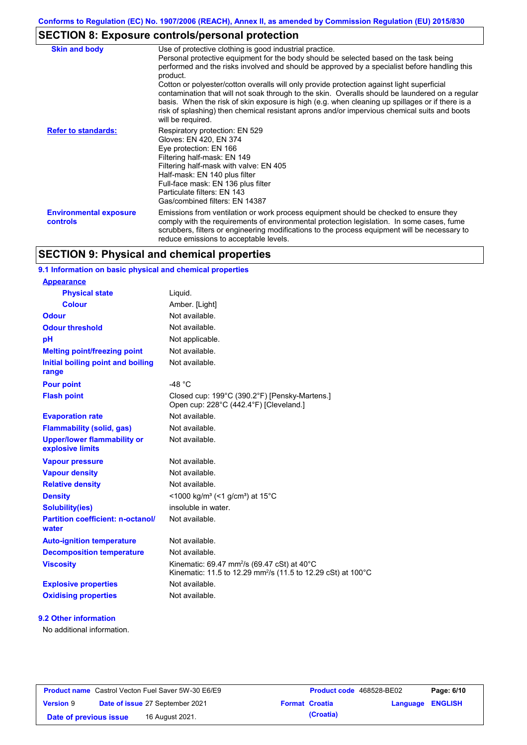## SECTION 8: Exposure controls/personal protection

| | |
|---|---|
| **Skin and body** | Use of protective clothing is good industrial practice.<br>Personal protective equipment for the body should be selected based on the task being performed and the risks involved and should be approved by a specialist before handling this product.<br>Cotton or polyester/cotton overalls will only provide protection against light superficial contamination that will not soak through to the skin. Overalls should be laundered on a regular basis. When the risk of skin exposure is high (e.g. when cleaning up spillages or if there is a risk of splashing) then chemical resistant aprons and/or impervious chemical suits and boots will be required. |
| **Refer to standards:** | Respiratory protection: EN 529<br>Gloves: EN 420, EN 374<br>Eye protection: EN 166<br>Filtering half-mask: EN 149<br>Filtering half-mask with valve: EN 405<br>Half-mask: EN 140 plus filter<br>Full-face mask: EN 136 plus filter<br>Particulate filters: EN 143<br>Gas/combined filters: EN 14387 |
| **Environmental exposure controls** | Emissions from ventilation or work process equipment should be checked to ensure they comply with the requirements of environmental protection legislation. In some cases, fume scrubbers, filters or engineering modifications to the process equipment will be necessary to reduce emissions to acceptable levels. |

## SECTION 9: Physical and chemical properties

### 9.1 Information on basic physical and chemical properties

| | |
|---|---|
| **Appearance** | |
| **Physical state** | Liquid. |
| **Colour** | Amber. [Light] |
| **Odour** | Not available. |
| **Odour threshold** | Not available. |
| **pH** | Not applicable. |
| **Melting point/freezing point** | Not available. |
| **Initial boiling point and boiling range** | Not available. |
| **Pour point** | -48 °C |
| **Flash point** | Closed cup: 199°C (390.2°F) [Pensky-Martens.]<br>Open cup: 228°C (442.4°F) [Cleveland.] |
| **Evaporation rate** | Not available. |
| **Flammability (solid, gas)** | Not available. |
| **Upper/lower flammability or explosive limits** | Not available. |
| **Vapour pressure** | Not available. |
| **Vapour density** | Not available. |
| **Relative density** | Not available. |
| **Density** | <1000 kg/m³ (<1 g/cm³) at 15°C |
| **Solubility(ies)** | insoluble in water. |
| **Partition coefficient: n-octanol/water** | Not available. |
| **Auto-ignition temperature** | Not available. |
| **Decomposition temperature** | Not available. |
| **Viscosity** | Kinematic: 69.47 mm²/s (69.47 cSt) at 40°C<br>Kinematic: 11.5 to 12.29 mm²/s (11.5 to 12.29 cSt) at 100°C |
| **Explosive properties** | Not available. |
| **Oxidising properties** | Not available. |

### 9.2 Other information

No additional information.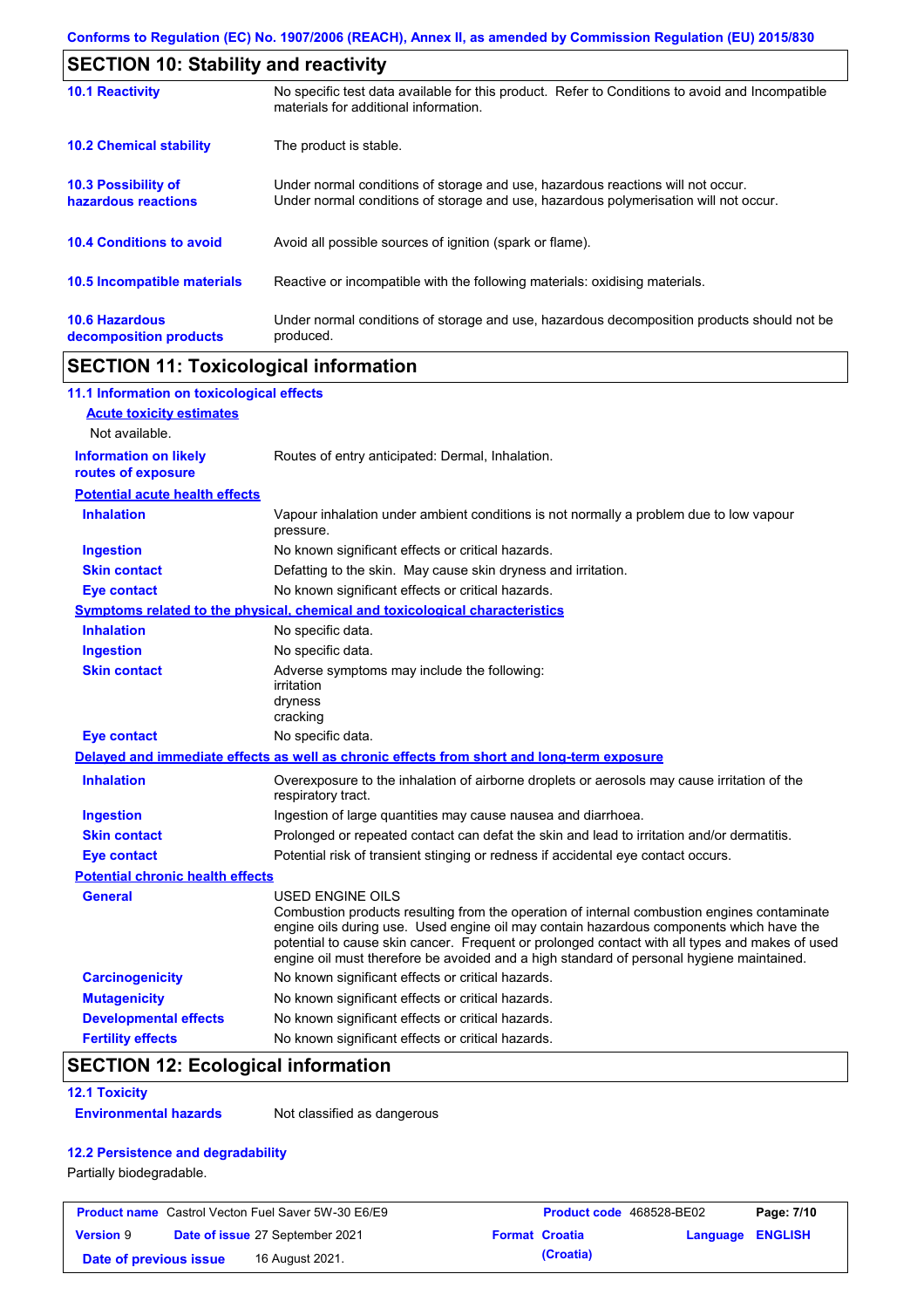## SECTION 10: Stability and reactivity

| | |
|---|---|
| **10.1 Reactivity** | No specific test data available for this product. Refer to Conditions to avoid and Incompatible materials for additional information. |
| **10.2 Chemical stability** | The product is stable. |
| **10.3 Possibility of hazardous reactions** | Under normal conditions of storage and use, hazardous reactions will not occur. Under normal conditions of storage and use, hazardous polymerisation will not occur. |
| **10.4 Conditions to avoid** | Avoid all possible sources of ignition (spark or flame). |
| **10.5 Incompatible materials** | Reactive or incompatible with the following materials: oxidising materials. |
| **10.6 Hazardous decomposition products** | Under normal conditions of storage and use, hazardous decomposition products should not be produced. |

## SECTION 11: Toxicological information

### 11.1 Information on toxicological effects

**Acute toxicity estimates**

Not available.

| | |
|---|---|
| **Information on likely routes of exposure** | Routes of entry anticipated: Dermal, Inhalation. |

**Potential acute health effects**

| | |
|---|---|
| **Inhalation** | Vapour inhalation under ambient conditions is not normally a problem due to low vapour pressure. |
| **Ingestion** | No known significant effects or critical hazards. |
| **Skin contact** | Defatting to the skin. May cause skin dryness and irritation. |
| **Eye contact** | No known significant effects or critical hazards. |

**Symptoms related to the physical, chemical and toxicological characteristics**

| | |
|---|---|
| **Inhalation** | No specific data. |
| **Ingestion** | No specific data. |
| **Skin contact** | Adverse symptoms may include the following: irritation dryness cracking |
| **Eye contact** | No specific data. |

**Delayed and immediate effects as well as chronic effects from short and long-term exposure**

| | |
|---|---|
| **Inhalation** | Overexposure to the inhalation of airborne droplets or aerosols may cause irritation of the respiratory tract. |
| **Ingestion** | Ingestion of large quantities may cause nausea and diarrhoea. |
| **Skin contact** | Prolonged or repeated contact can defat the skin and lead to irritation and/or dermatitis. |
| **Eye contact** | Potential risk of transient stinging or redness if accidental eye contact occurs. |

**Potential chronic health effects**

| | |
|---|---|
| **General** | USED ENGINE OILS<br>Combustion products resulting from the operation of internal combustion engines contaminate engine oils during use. Used engine oil may contain hazardous components which have the potential to cause skin cancer. Frequent or prolonged contact with all types and makes of used engine oil must therefore be avoided and a high standard of personal hygiene maintained. |
| **Carcinogenicity** | No known significant effects or critical hazards. |
| **Mutagenicity** | No known significant effects or critical hazards. |
| **Developmental effects** | No known significant effects or critical hazards. |
| **Fertility effects** | No known significant effects or critical hazards. |

## SECTION 12: Ecological information

### 12.1 Toxicity

| | |
|---|---|
| **Environmental hazards** | Not classified as dangerous |

### 12.2 Persistence and degradability

Partially biodegradable.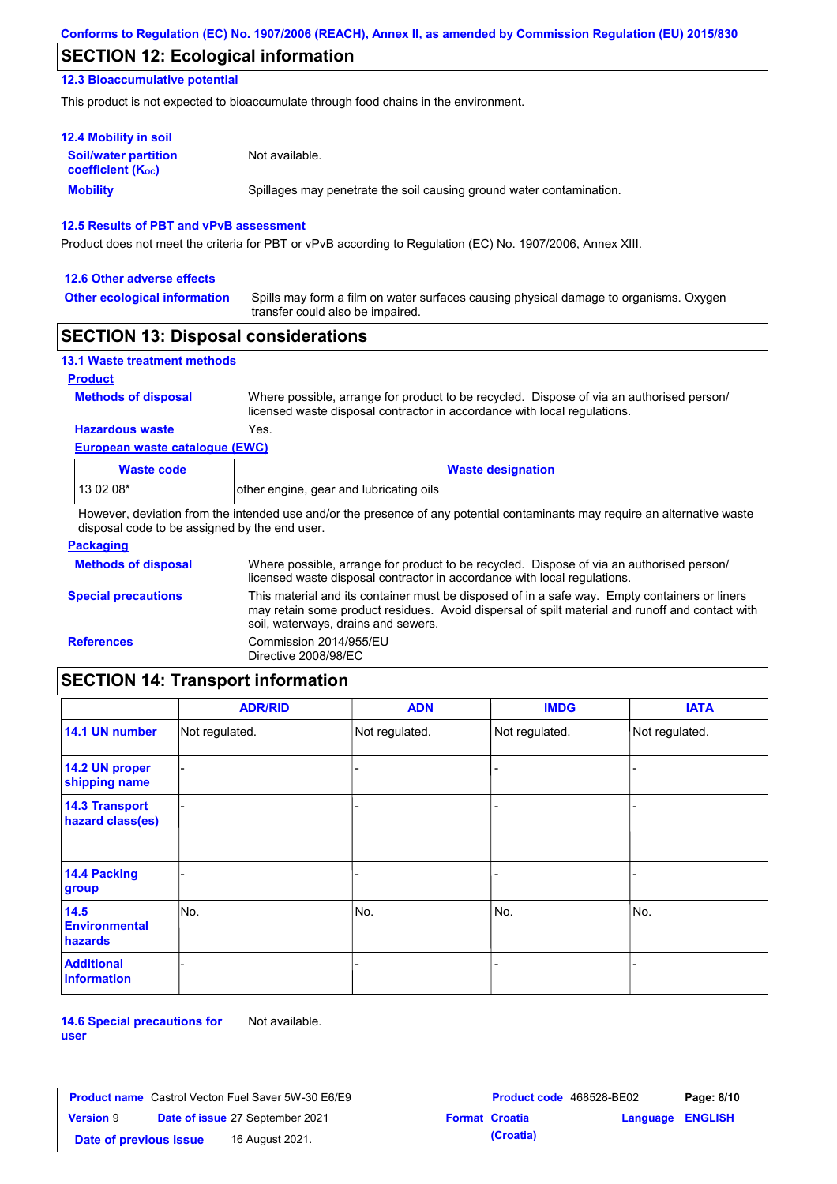## SECTION 12: Ecological information

### 12.3 Bioaccumulative potential

This product is not expected to bioaccumulate through food chains in the environment.

### 12.4 Mobility in soil

**Soil/water partition coefficient ($K_{OC}$)**: Not available.

**Mobility**: Spillages may penetrate the soil causing ground water contamination.

### 12.5 Results of PBT and vPvB assessment

Product does not meet the criteria for PBT or vPvB according to Regulation (EC) No. 1907/2006, Annex XIII.

### 12.6 Other adverse effects

**Other ecological information**: Spills may form a film on water surfaces causing physical damage to organisms. Oxygen transfer could also be impaired.

## SECTION 13: Disposal considerations

### 13.1 Waste treatment methods

**Product**

**Methods of disposal**: Where possible, arrange for product to be recycled. Dispose of via an authorised person/ licensed waste disposal contractor in accordance with local regulations.

**Hazardous waste**: Yes.

**European waste catalogue (EWC)**

| Waste code | Waste designation |
|---|---|
| 13 02 08* | other engine, gear and lubricating oils |

However, deviation from the intended use and/or the presence of any potential contaminants may require an alternative waste disposal code to be assigned by the end user.

**Packaging**

**Methods of disposal**: Where possible, arrange for product to be recycled. Dispose of via an authorised person/ licensed waste disposal contractor in accordance with local regulations.

**Special precautions**: This material and its container must be disposed of in a safe way. Empty containers or liners may retain some product residues. Avoid dispersal of spilt material and runoff and contact with soil, waterways, drains and sewers.

**References**: Commission 2014/955/EU
Directive 2008/98/EC

## SECTION 14: Transport information

| | ADR/RID | ADN | IMDG | IATA |
|---|---|---|---|---|
| 14.1 UN number | Not regulated. | Not regulated. | Not regulated. | Not regulated. |
| 14.2 UN proper shipping name | - | - | - | - |
| 14.3 Transport hazard class(es) | - | - | - | - |
| 14.4 Packing group | - | - | - | - |
| 14.5 Environmental hazards | No. | No. | No. | No. |
| Additional information | - | - | - | - |

**14.6 Special precautions for user**: Not available.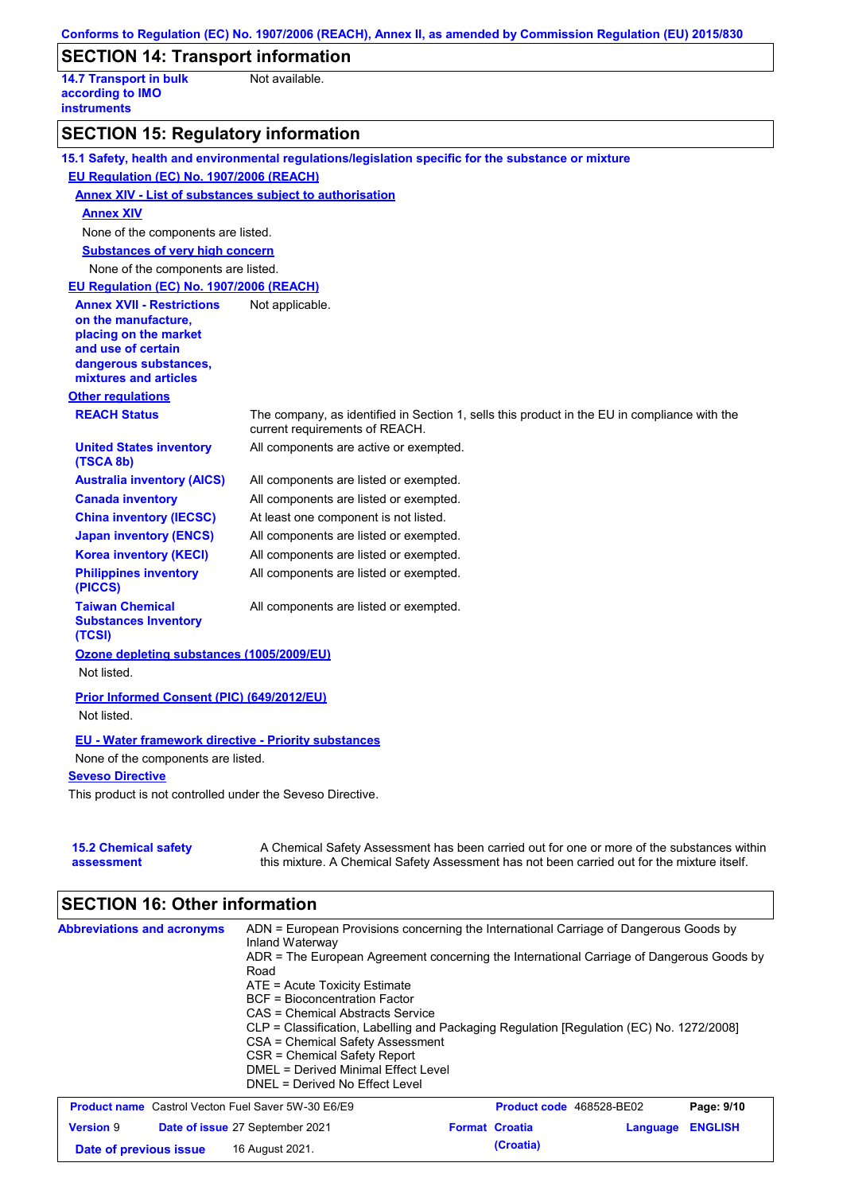## SECTION 14: Transport information

**14.7 Transport in bulk according to IMO instruments**: Not available.

## SECTION 15: Regulatory information

### 15.1 Safety, health and environmental regulations/legislation specific for the substance or mixture

**EU Regulation (EC) No. 1907/2006 (REACH)**

**Annex XIV - List of substances subject to authorisation**

**Annex XIV**

None of the components are listed.

**Substances of very high concern**

None of the components are listed.

**EU Regulation (EC) No. 1907/2006 (REACH)**

**Annex XVII - Restrictions on the manufacture, placing on the market and use of certain dangerous substances, mixtures and articles**: Not applicable.

**Other regulations**

| | |
|---|---|
| **REACH Status** | The company, as identified in Section 1, sells this product in the EU in compliance with the current requirements of REACH. |
| **United States inventory (TSCA 8b)** | All components are active or exempted. |
| **Australia inventory (AICS)** | All components are listed or exempted. |
| **Canada inventory** | All components are listed or exempted. |
| **China inventory (IECSC)** | At least one component is not listed. |
| **Japan inventory (ENCS)** | All components are listed or exempted. |
| **Korea inventory (KECI)** | All components are listed or exempted. |
| **Philippines inventory (PICCS)** | All components are listed or exempted. |
| **Taiwan Chemical Substances Inventory (TCSI)** | All components are listed or exempted. |

**Ozone depleting substances (1005/2009/EU)**

Not listed.

**Prior Informed Consent (PIC) (649/2012/EU)**

Not listed.

**EU - Water framework directive - Priority substances**

None of the components are listed.

**Seveso Directive**

This product is not controlled under the Seveso Directive.

### 15.2 Chemical safety assessment

A Chemical Safety Assessment has been carried out for one or more of the substances within this mixture. A Chemical Safety Assessment has not been carried out for the mixture itself.

## SECTION 16: Other information

**Abbreviations and acronyms**

ADN = European Provisions concerning the International Carriage of Dangerous Goods by Inland Waterway
ADR = The European Agreement concerning the International Carriage of Dangerous Goods by Road
ATE = Acute Toxicity Estimate
BCF = Bioconcentration Factor
CAS = Chemical Abstracts Service
CLP = Classification, Labelling and Packaging Regulation [Regulation (EC) No. 1272/2008]
CSA = Chemical Safety Assessment
CSR = Chemical Safety Report
DMEL = Derived Minimal Effect Level
DNEL = Derived No Effect Level

| | | | |
|---|---|---|---|
| **Product name** Castrol Vecton Fuel Saver 5W-30 E6/E9 | | **Product code** 468528-BE02 | |
| **Version** 9 | **Date of issue** 27 September 2021 | **Format** Croatia (Croatia) | **Language** ENGLISH |
| **Date of previous issue** | 16 August 2021. | | |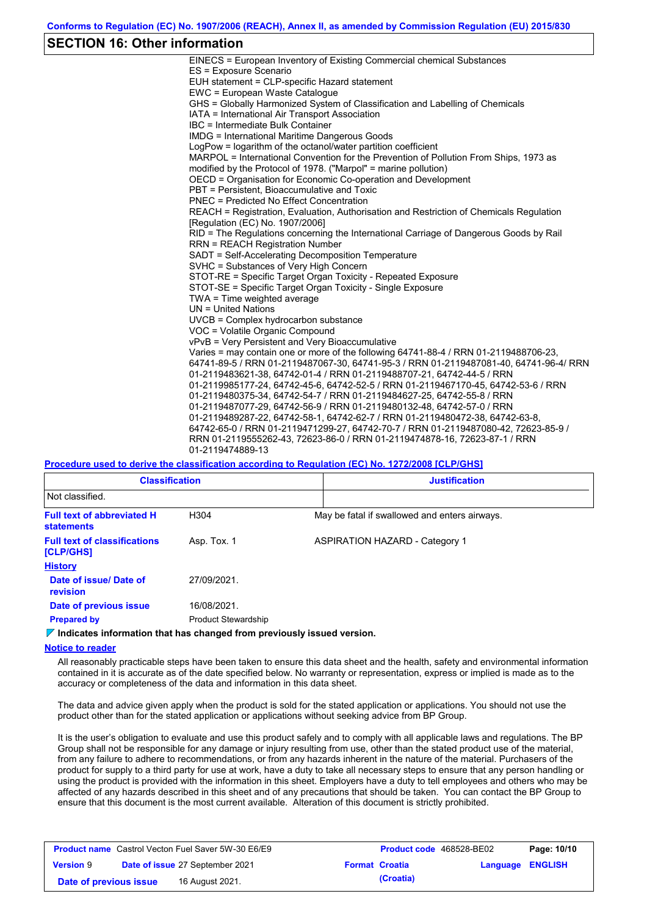## SECTION 16: Other information

EINECS = European Inventory of Existing Commercial chemical Substances
ES = Exposure Scenario
EUH statement = CLP-specific Hazard statement
EWC = European Waste Catalogue
GHS = Globally Harmonized System of Classification and Labelling of Chemicals
IATA = International Air Transport Association
IBC = Intermediate Bulk Container
IMDG = International Maritime Dangerous Goods
LogPow = logarithm of the octanol/water partition coefficient
MARPOL = International Convention for the Prevention of Pollution From Ships, 1973 as modified by the Protocol of 1978. ("Marpol" = marine pollution)
OECD = Organisation for Economic Co-operation and Development
PBT = Persistent, Bioaccumulative and Toxic
PNEC = Predicted No Effect Concentration
REACH = Registration, Evaluation, Authorisation and Restriction of Chemicals Regulation [Regulation (EC) No. 1907/2006]
RID = The Regulations concerning the International Carriage of Dangerous Goods by Rail
RRN = REACH Registration Number
SADT = Self-Accelerating Decomposition Temperature
SVHC = Substances of Very High Concern
STOT-RE = Specific Target Organ Toxicity - Repeated Exposure
STOT-SE = Specific Target Organ Toxicity - Single Exposure
TWA = Time weighted average
UN = United Nations
UVCB = Complex hydrocarbon substance
VOC = Volatile Organic Compound
vPvB = Very Persistent and Very Bioaccumulative
Varies = may contain one or more of the following 64741-88-4 / RRN 01-2119488706-23, 64741-89-5 / RRN 01-2119487067-30, 64741-95-3 / RRN 01-2119487081-40, 64741-96-4/ RRN 01-2119483621-38, 64742-01-4 / RRN 01-2119488707-21, 64742-44-5 / RRN 01-2119985177-24, 64742-45-6, 64742-52-5 / RRN 01-2119467170-45, 64742-53-6 / RRN 01-2119480375-34, 64742-54-7 / RRN 01-2119484627-25, 64742-55-8 / RRN 01-2119487077-29, 64742-56-9 / RRN 01-2119480132-48, 64742-57-0 / RRN 01-2119489287-22, 64742-58-1, 64742-62-7 / RRN 01-2119480472-38, 64742-63-8, 64742-65-0 / RRN 01-2119471299-27, 64742-70-7 / RRN 01-2119487080-42, 72623-85-9 / RRN 01-2119555262-43, 72623-86-0 / RRN 01-2119474878-16, 72623-87-1 / RRN 01-2119474889-13

**Procedure used to derive the classification according to Regulation (EC) No. 1272/2008 [CLP/GHS]**

| Classification | Justification |
|---|---|
| Not classified. | |

**Full text of abbreviated H statements** — H304: May be fatal if swallowed and enters airways.

**Full text of classifications [CLP/GHS]** — Asp. Tox. 1: ASPIRATION HAZARD - Category 1

**History**

**Date of issue/ Date of revision**: 27/09/2021.

**Date of previous issue**: 16/08/2021.

**Prepared by**: Product Stewardship

**Indicates information that has changed from previously issued version.**

**Notice to reader**

All reasonably practicable steps have been taken to ensure this data sheet and the health, safety and environmental information contained in it is accurate as of the date specified below. No warranty or representation, express or implied is made as to the accuracy or completeness of the data and information in this data sheet.

The data and advice given apply when the product is sold for the stated application or applications. You should not use the product other than for the stated application or applications without seeking advice from BP Group.

It is the user's obligation to evaluate and use this product safely and to comply with all applicable laws and regulations. The BP Group shall not be responsible for any damage or injury resulting from use, other than the stated product use of the material, from any failure to adhere to recommendations, or from any hazards inherent in the nature of the material. Purchasers of the product for supply to a third party for use at work, have a duty to take all necessary steps to ensure that any person handling or using the product is provided with the information in this sheet. Employers have a duty to tell employees and others who may be affected of any hazards described in this sheet and of any precautions that should be taken. You can contact the BP Group to ensure that this document is the most current available. Alteration of this document is strictly prohibited.